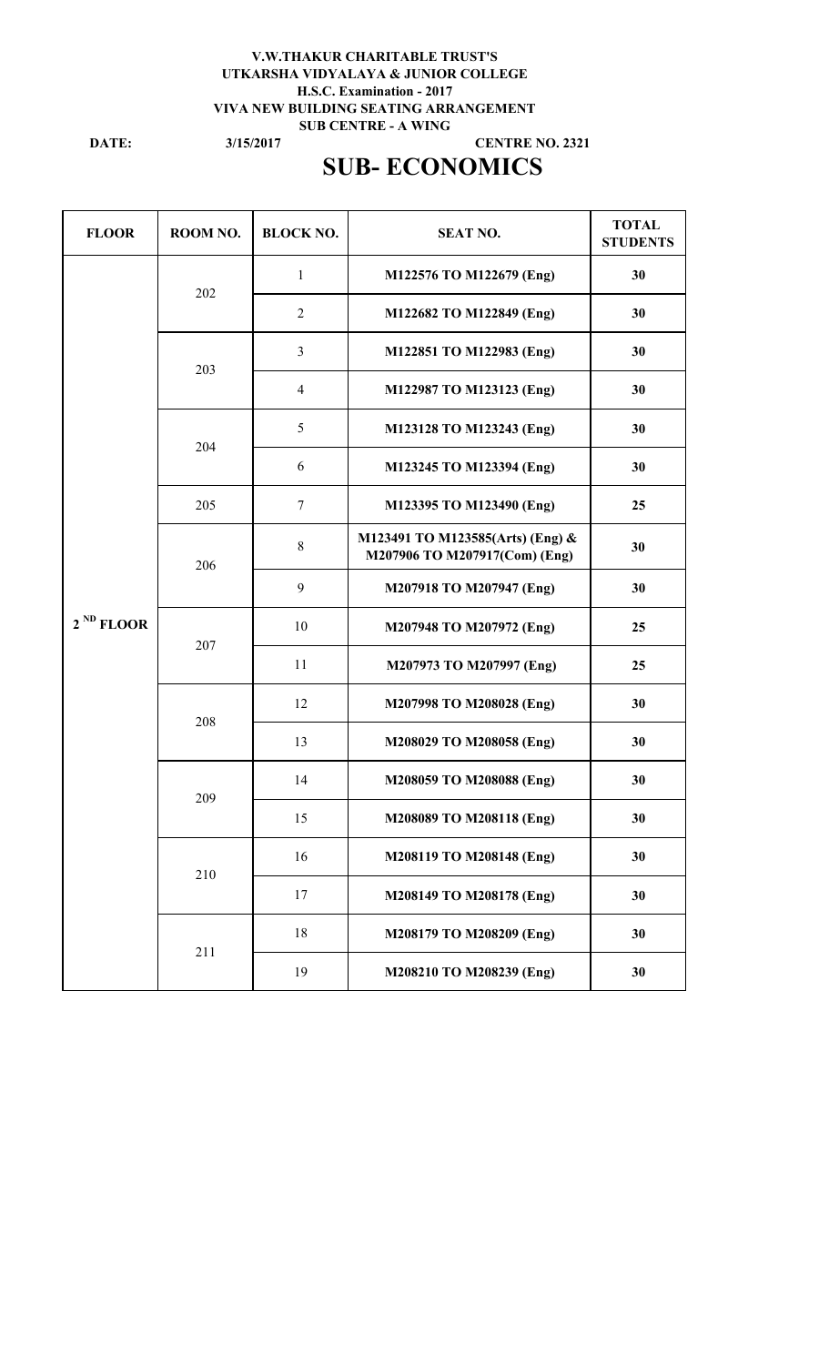**V.W.THAKUR CHARITABLE TRUST'S**
**UTKARSHA VIDYALAYA & JUNIOR COLLEGE**
**H.S.C. Examination - 2017**
**VIVA NEW BUILDING SEATING ARRANGEMENT**
**SUB CENTRE - A WING**

**DATE:** 3/15/2017 **CENTRE NO. 2321**

# SUB- ECONOMICS

| FLOOR | ROOM NO. | BLOCK NO. | SEAT NO. | TOTAL STUDENTS |
|---|---|---|---|---|
| 2 ND FLOOR | 202 | 1 | M122576 TO M122679 (Eng) | 30 |
| | | 2 | M122682 TO M122849 (Eng) | 30 |
| | 203 | 3 | M122851 TO M122983 (Eng) | 30 |
| | | 4 | M122987 TO M123123 (Eng) | 30 |
| | 204 | 5 | M123128 TO M123243 (Eng) | 30 |
| | | 6 | M123245 TO M123394 (Eng) | 30 |
| | 205 | 7 | M123395 TO M123490 (Eng) | 25 |
| | 206 | 8 | M123491 TO M123585(Arts) (Eng) & M207906 TO M207917(Com) (Eng) | 30 |
| | | 9 | M207918 TO M207947 (Eng) | 30 |
| | 207 | 10 | M207948 TO M207972 (Eng) | 25 |
| | | 11 | M207973 TO M207997 (Eng) | 25 |
| | 208 | 12 | M207998 TO M208028 (Eng) | 30 |
| | | 13 | M208029 TO M208058 (Eng) | 30 |
| | 209 | 14 | M208059 TO M208088 (Eng) | 30 |
| | | 15 | M208089 TO M208118 (Eng) | 30 |
| | 210 | 16 | M208119 TO M208148 (Eng) | 30 |
| | | 17 | M208149 TO M208178 (Eng) | 30 |
| | 211 | 18 | M208179 TO M208209 (Eng) | 30 |
| | | 19 | M208210 TO M208239 (Eng) | 30 |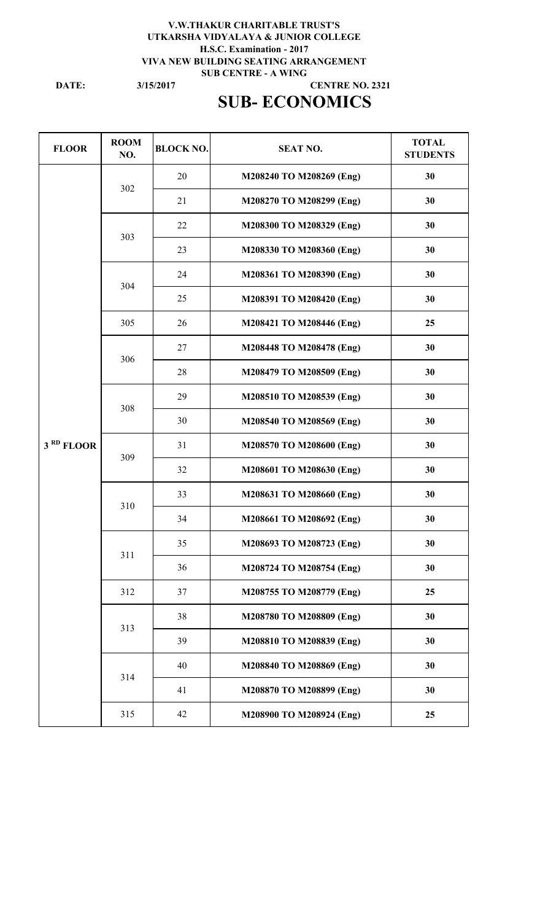**V.W.THAKUR CHARITABLE TRUST'S**
**UTKARSHA VIDYALAYA & JUNIOR COLLEGE**
**H.S.C. Examination - 2017**
**VIVA NEW BUILDING SEATING ARRANGEMENT**
**SUB CENTRE - A WING**

**DATE:** 3/15/2017 **CENTRE NO. 2321**

# SUB- ECONOMICS

| FLOOR | ROOM NO. | BLOCK NO. | SEAT NO. | TOTAL STUDENTS |
|---|---|---|---|---|
| 3 RD FLOOR | 302 | 20 | M208240 TO M208269 (Eng) | 30 |
| | | 21 | M208270 TO M208299 (Eng) | 30 |
| | 303 | 22 | M208300 TO M208329 (Eng) | 30 |
| | | 23 | M208330 TO M208360 (Eng) | 30 |
| | 304 | 24 | M208361 TO M208390 (Eng) | 30 |
| | | 25 | M208391 TO M208420 (Eng) | 30 |
| | 305 | 26 | M208421 TO M208446 (Eng) | 25 |
| | 306 | 27 | M208448 TO M208478 (Eng) | 30 |
| | | 28 | M208479 TO M208509 (Eng) | 30 |
| | 308 | 29 | M208510 TO M208539 (Eng) | 30 |
| | | 30 | M208540 TO M208569 (Eng) | 30 |
| | 309 | 31 | M208570 TO M208600 (Eng) | 30 |
| | | 32 | M208601 TO M208630 (Eng) | 30 |
| | 310 | 33 | M208631 TO M208660 (Eng) | 30 |
| | | 34 | M208661 TO M208692 (Eng) | 30 |
| | 311 | 35 | M208693 TO M208723 (Eng) | 30 |
| | | 36 | M208724 TO M208754 (Eng) | 30 |
| | 312 | 37 | M208755 TO M208779 (Eng) | 25 |
| | 313 | 38 | M208780 TO M208809 (Eng) | 30 |
| | | 39 | M208810 TO M208839 (Eng) | 30 |
| | 314 | 40 | M208840 TO M208869 (Eng) | 30 |
| | | 41 | M208870 TO M208899 (Eng) | 30 |
| | 315 | 42 | M208900 TO M208924 (Eng) | 25 |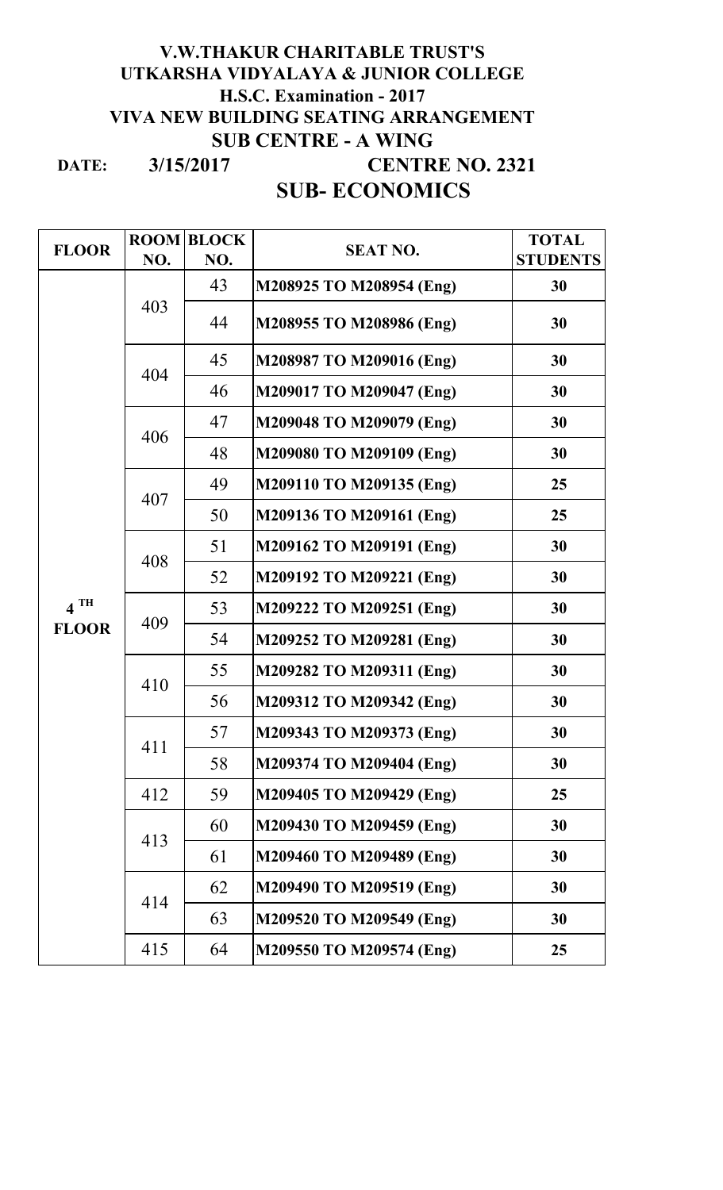# V.W.THAKUR CHARITABLE TRUST'S
# UTKARSHA VIDYALAYA & JUNIOR COLLEGE
## H.S.C. Examination - 2017
## VIVA NEW BUILDING SEATING ARRANGEMENT
## SUB CENTRE - A WING

**DATE:** 3/15/2017 **CENTRE NO. 2321**

## SUB- ECONOMICS

| FLOOR | ROOM NO. | BLOCK NO. | SEAT NO. | TOTAL STUDENTS |
|---|---|---|---|---|
| 4 TH FLOOR | 403 | 43 | M208925 TO M208954 (Eng) | 30 |
| | | 44 | M208955 TO M208986 (Eng) | 30 |
| | 404 | 45 | M208987 TO M209016 (Eng) | 30 |
| | | 46 | M209017 TO M209047 (Eng) | 30 |
| | 406 | 47 | M209048 TO M209079 (Eng) | 30 |
| | | 48 | M209080 TO M209109 (Eng) | 30 |
| | 407 | 49 | M209110 TO M209135 (Eng) | 25 |
| | | 50 | M209136 TO M209161 (Eng) | 25 |
| | 408 | 51 | M209162 TO M209191 (Eng) | 30 |
| | | 52 | M209192 TO M209221 (Eng) | 30 |
| | 409 | 53 | M209222 TO M209251 (Eng) | 30 |
| | | 54 | M209252 TO M209281 (Eng) | 30 |
| | 410 | 55 | M209282 TO M209311 (Eng) | 30 |
| | | 56 | M209312 TO M209342 (Eng) | 30 |
| | 411 | 57 | M209343 TO M209373 (Eng) | 30 |
| | | 58 | M209374 TO M209404 (Eng) | 30 |
| | 412 | 59 | M209405 TO M209429 (Eng) | 25 |
| | 413 | 60 | M209430 TO M209459 (Eng) | 30 |
| | | 61 | M209460 TO M209489 (Eng) | 30 |
| | 414 | 62 | M209490 TO M209519 (Eng) | 30 |
| | | 63 | M209520 TO M209549 (Eng) | 30 |
| | 415 | 64 | M209550 TO M209574 (Eng) | 25 |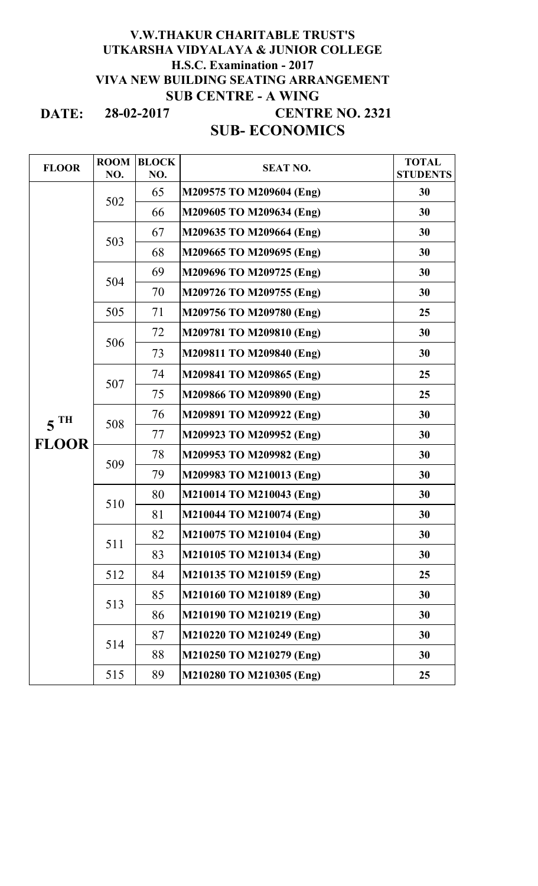# V.W.THAKUR CHARITABLE TRUST'S
## UTKARSHA VIDYALAYA & JUNIOR COLLEGE
### H.S.C. Examination - 2017
### VIVA NEW BUILDING SEATING ARRANGEMENT
### SUB CENTRE - A WING

**DATE: 28-02-2017** **CENTRE NO. 2321**

## SUB- ECONOMICS

| FLOOR | ROOM NO. | BLOCK NO. | SEAT NO. | TOTAL STUDENTS |
|---|---|---|---|---|
| 5 TH FLOOR | 502 | 65 | M209575 TO M209604 (Eng) | 30 |
| | | 66 | M209605 TO M209634 (Eng) | 30 |
| | 503 | 67 | M209635 TO M209664 (Eng) | 30 |
| | | 68 | M209665 TO M209695 (Eng) | 30 |
| | 504 | 69 | M209696 TO M209725 (Eng) | 30 |
| | | 70 | M209726 TO M209755 (Eng) | 30 |
| | 505 | 71 | M209756 TO M209780 (Eng) | 25 |
| | 506 | 72 | M209781 TO M209810 (Eng) | 30 |
| | | 73 | M209811 TO M209840 (Eng) | 30 |
| | 507 | 74 | M209841 TO M209865 (Eng) | 25 |
| | | 75 | M209866 TO M209890 (Eng) | 25 |
| | 508 | 76 | M209891 TO M209922 (Eng) | 30 |
| | | 77 | M209923 TO M209952 (Eng) | 30 |
| | 509 | 78 | M209953 TO M209982 (Eng) | 30 |
| | | 79 | M209983 TO M210013 (Eng) | 30 |
| | 510 | 80 | M210014 TO M210043 (Eng) | 30 |
| | | 81 | M210044 TO M210074 (Eng) | 30 |
| | 511 | 82 | M210075 TO M210104 (Eng) | 30 |
| | | 83 | M210105 TO M210134 (Eng) | 30 |
| | 512 | 84 | M210135 TO M210159 (Eng) | 25 |
| | 513 | 85 | M210160 TO M210189 (Eng) | 30 |
| | | 86 | M210190 TO M210219 (Eng) | 30 |
| | 514 | 87 | M210220 TO M210249 (Eng) | 30 |
| | | 88 | M210250 TO M210279 (Eng) | 30 |
| | 515 | 89 | M210280 TO M210305 (Eng) | 25 |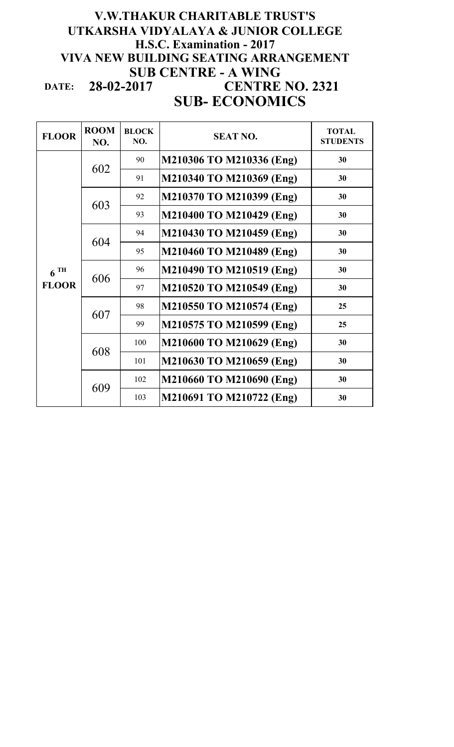# V.W.THAKUR CHARITABLE TRUST'S
# UTKARSHA VIDYALAYA & JUNIOR COLLEGE
## H.S.C. Examination - 2017
## VIVA NEW BUILDING SEATING ARRANGEMENT
## SUB CENTRE - A WING

**DATE: 28-02-2017** **CENTRE NO. 2321**

## SUB- ECONOMICS

| FLOOR | ROOM NO. | BLOCK NO. | SEAT NO. | TOTAL STUDENTS |
|---|---|---|---|---|
| 6 TH FLOOR | 602 | 90 | M210306 TO M210336 (Eng) | 30 |
| | | 91 | M210340 TO M210369 (Eng) | 30 |
| | 603 | 92 | M210370 TO M210399 (Eng) | 30 |
| | | 93 | M210400 TO M210429 (Eng) | 30 |
| | 604 | 94 | M210430 TO M210459 (Eng) | 30 |
| | | 95 | M210460 TO M210489 (Eng) | 30 |
| | 606 | 96 | M210490 TO M210519 (Eng) | 30 |
| | | 97 | M210520 TO M210549 (Eng) | 30 |
| | 607 | 98 | M210550 TO M210574 (Eng) | 25 |
| | | 99 | M210575 TO M210599 (Eng) | 25 |
| | 608 | 100 | M210600 TO M210629 (Eng) | 30 |
| | | 101 | M210630 TO M210659 (Eng) | 30 |
| | 609 | 102 | M210660 TO M210690 (Eng) | 30 |
| | | 103 | M210691 TO M210722 (Eng) | 30 |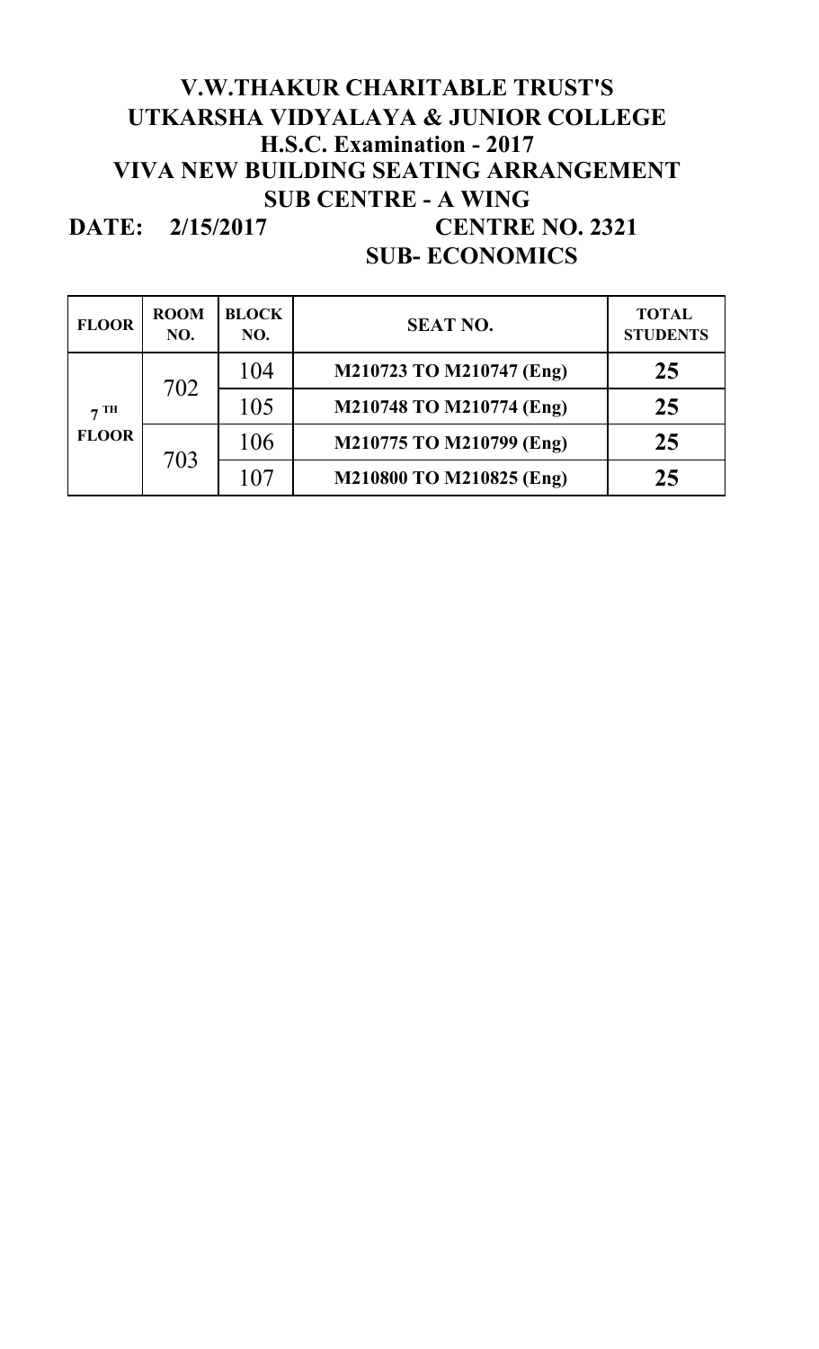# V.W.THAKUR CHARITABLE TRUST'S
# UTKARSHA VIDYALAYA & JUNIOR COLLEGE
## H.S.C. Examination - 2017
## VIVA NEW BUILDING SEATING ARRANGEMENT
## SUB CENTRE - A WING

**DATE: 2/15/2017** **CENTRE NO. 2321**

**SUB- ECONOMICS**

| FLOOR | ROOM NO. | BLOCK NO. | SEAT NO. | TOTAL STUDENTS |
|---|---|---|---|---|
| 7 TH FLOOR | 702 | 104 | M210723 TO M210747 (Eng) | 25 |
| | | 105 | M210748 TO M210774 (Eng) | 25 |
| | 703 | 106 | M210775 TO M210799 (Eng) | 25 |
| | | 107 | M210800 TO M210825 (Eng) | 25 |